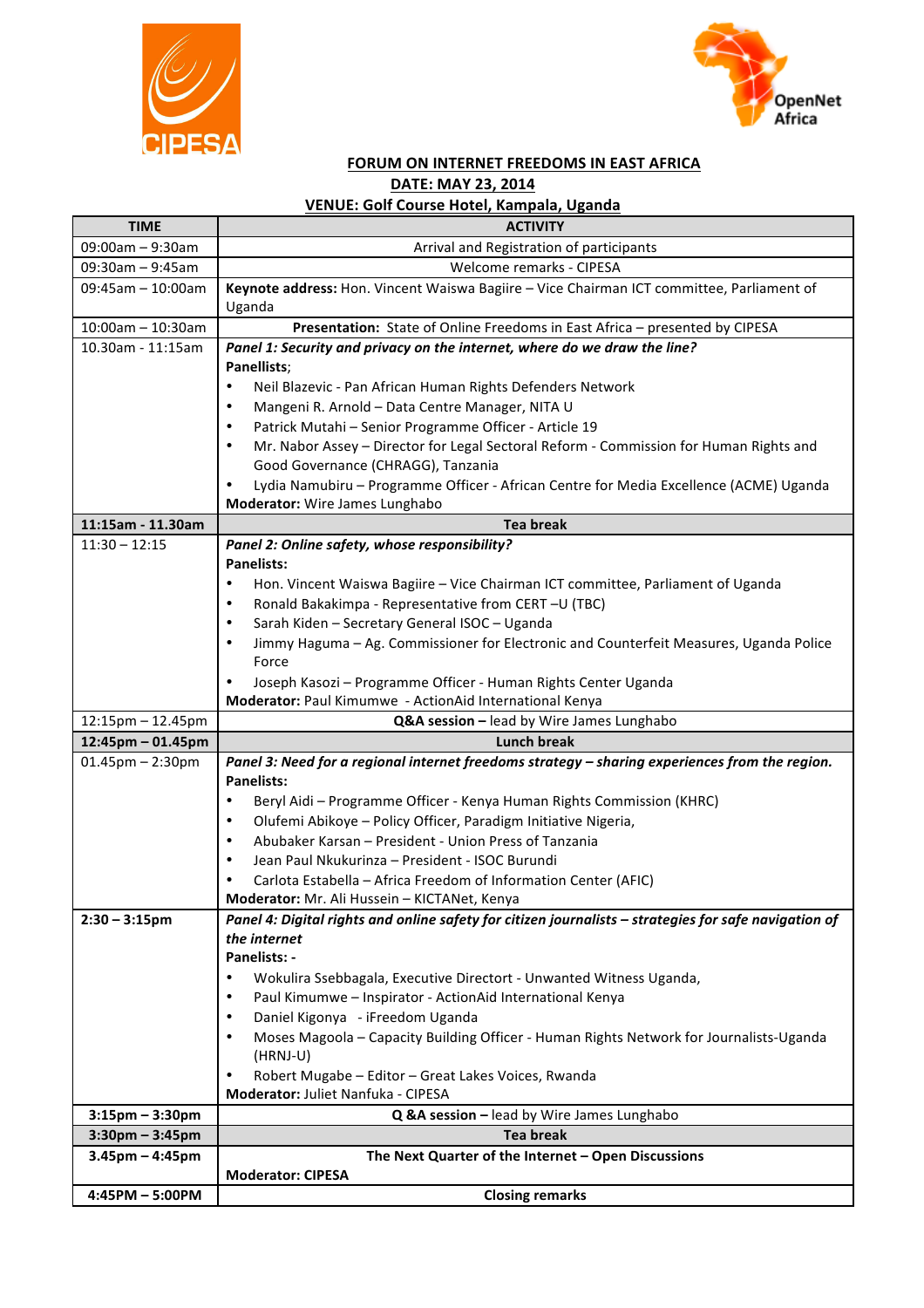CIPESA

OpenNet Africa

**FORUM ON INTERNET FREEDOMS IN EAST AFRICA**

**DATE: MAY 23, 2014**

**VENUE: Golf Course Hotel, Kampala, Uganda**

| TIME | ACTIVITY |
|---|---|
| 09:00am – 9:30am | Arrival and Registration of participants |
| 09:30am – 9:45am | Welcome remarks - CIPESA |
| 09:45am – 10:00am | **Keynote address:** Hon. Vincent Waiswa Bagiire – Vice Chairman ICT committee, Parliament of Uganda |
| 10:00am – 10:30am | **Presentation:** State of Online Freedoms in East Africa – presented by CIPESA |
| 10.30am - 11:15am | ***Panel 1: Security and privacy on the internet, where do we draw the line?*** <br> **Panellists**; <br> • Neil Blazevic - Pan African Human Rights Defenders Network <br> • Mangeni R. Arnold – Data Centre Manager, NITA U <br> • Patrick Mutahi – Senior Programme Officer - Article 19 <br> • Mr. Nabor Assey – Director for Legal Sectoral Reform - Commission for Human Rights and Good Governance (CHRAGG), Tanzania <br> • Lydia Namubiru – Programme Officer - African Centre for Media Excellence (ACME) Uganda <br> **Moderator:** Wire James Lunghabo |
| **11:15am - 11.30am** | **Tea break** |
| 11:30 – 12:15 | ***Panel 2: Online safety, whose responsibility?*** <br> **Panelists:** <br> • Hon. Vincent Waiswa Bagiire – Vice Chairman ICT committee, Parliament of Uganda <br> • Ronald Bakakimpa - Representative from CERT –U (TBC) <br> • Sarah Kiden – Secretary General ISOC – Uganda <br> • Jimmy Haguma – Ag. Commissioner for Electronic and Counterfeit Measures, Uganda Police Force <br> • Joseph Kasozi – Programme Officer - Human Rights Center Uganda <br> **Moderator:** Paul Kimumwe - ActionAid International Kenya |
| 12:15pm – 12.45pm | **Q&A session –** lead by Wire James Lunghabo |
| **12:45pm – 01.45pm** | **Lunch break** |
| 01.45pm – 2:30pm | ***Panel 3: Need for a regional internet freedoms strategy – sharing experiences from the region.*** <br> **Panelists:** <br> • Beryl Aidi – Programme Officer - Kenya Human Rights Commission (KHRC) <br> • Olufemi Abikoye – Policy Officer, Paradigm Initiative Nigeria, <br> • Abubaker Karsan – President - Union Press of Tanzania <br> • Jean Paul Nkukurinza – President - ISOC Burundi <br> • Carlota Estabella – Africa Freedom of Information Center (AFIC) <br> **Moderator:** Mr. Ali Hussein – KICTANet, Kenya |
| **2:30 – 3:15pm** | ***Panel 4: Digital rights and online safety for citizen journalists – strategies for safe navigation of the internet*** <br> **Panelists: -** <br> • Wokulira Ssebbagala, Executive Directort - Unwanted Witness Uganda, <br> • Paul Kimumwe – Inspirator - ActionAid International Kenya <br> • Daniel Kigonya - iFreedom Uganda <br> • Moses Magoola – Capacity Building Officer - Human Rights Network for Journalists-Uganda (HRNJ-U) <br> • Robert Mugabe – Editor – Great Lakes Voices, Rwanda <br> **Moderator:** Juliet Nanfuka - CIPESA |
| **3:15pm – 3:30pm** | **Q &A session –** lead by Wire James Lunghabo |
| **3:30pm – 3:45pm** | **Tea break** |
| **3.45pm – 4:45pm** | **The Next Quarter of the Internet – Open Discussions** <br> **Moderator: CIPESA** |
| **4:45PM – 5:00PM** | **Closing remarks** |